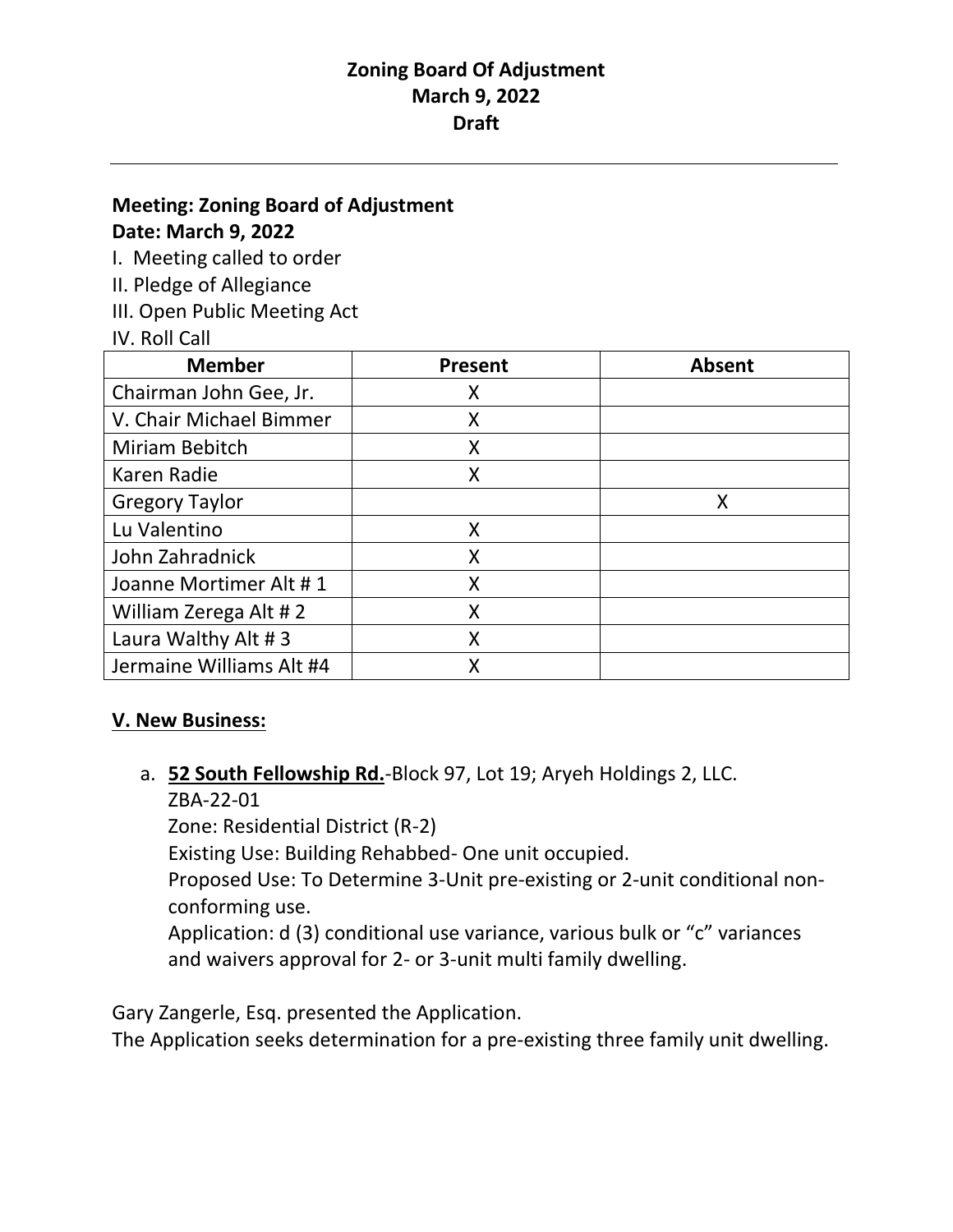# Zoning Board Of Adjustment
## March 9, 2022
## Draft

---

**Meeting: Zoning Board of Adjustment**
**Date: March 9, 2022**

I. Meeting called to order
II. Pledge of Allegiance
III. Open Public Meeting Act
IV. Roll Call

| Member | Present | Absent |
|---|---|---|
| Chairman John Gee, Jr. | X | |
| V. Chair Michael Bimmer | X | |
| Miriam Bebitch | X | |
| Karen Radie | X | |
| Gregory Taylor | | X |
| Lu Valentino | X | |
| John Zahradnick | X | |
| Joanne Mortimer Alt # 1 | X | |
| William Zerega Alt # 2 | X | |
| Laura Walthy Alt # 3 | X | |
| Jermaine Williams Alt #4 | X | |

**V. New Business:**

a. **52 South Fellowship Rd.**-Block 97, Lot 19; Aryeh Holdings 2, LLC.
ZBA-22-01
Zone: Residential District (R-2)
Existing Use: Building Rehabbed- One unit occupied.
Proposed Use: To Determine 3-Unit pre-existing or 2-unit conditional non-conforming use.
Application: d (3) conditional use variance, various bulk or "c" variances and waivers approval for 2- or 3-unit multi family dwelling.

Gary Zangerle, Esq. presented the Application.
The Application seeks determination for a pre-existing three family unit dwelling.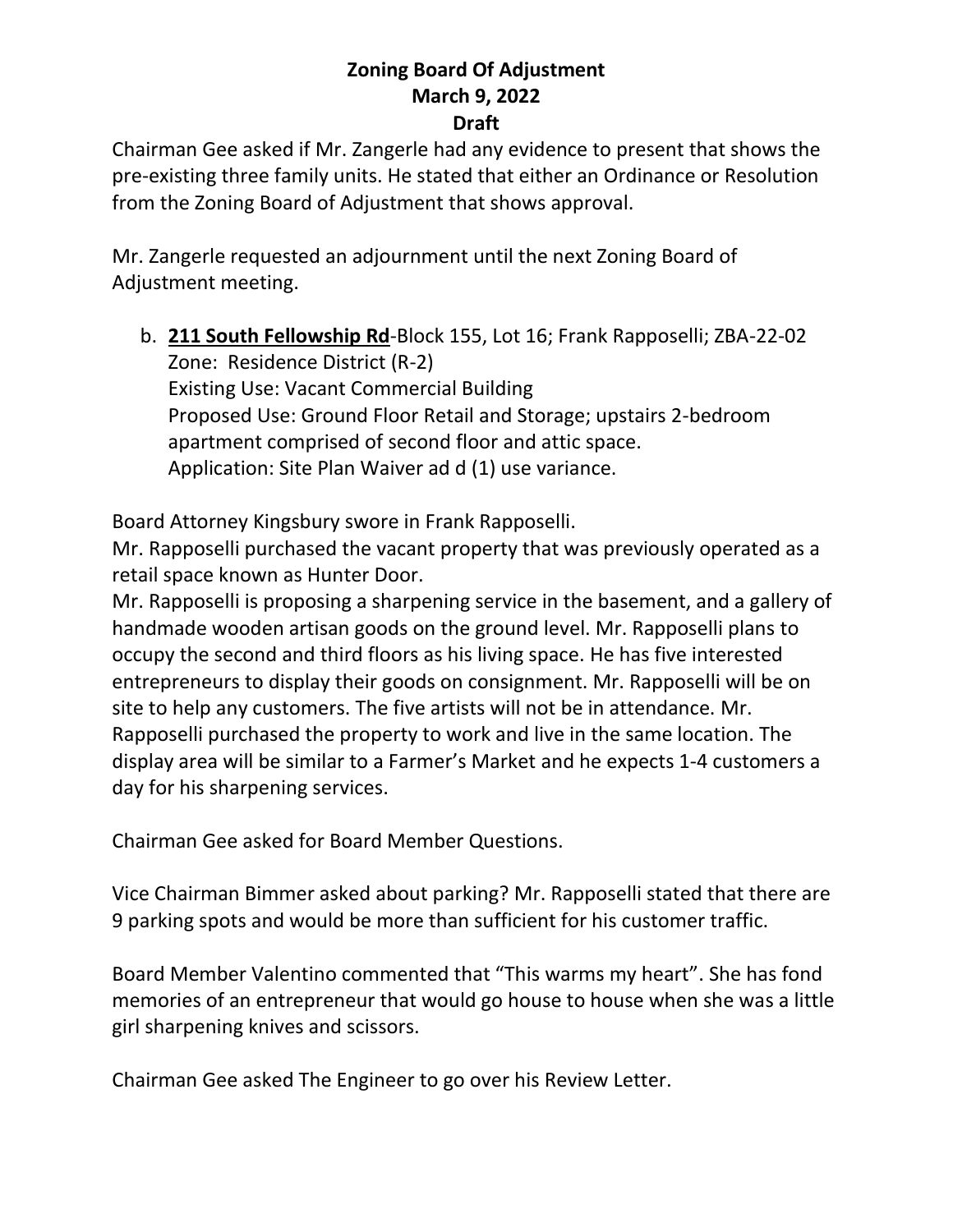**Zoning Board Of Adjustment**
**March 9, 2022**
**Draft**

Chairman Gee asked if Mr. Zangerle had any evidence to present that shows the pre-existing three family units. He stated that either an Ordinance or Resolution from the Zoning Board of Adjustment that shows approval.

Mr. Zangerle requested an adjournment until the next Zoning Board of Adjustment meeting.

b. **211 South Fellowship Rd**-Block 155, Lot 16; Frank Rapposelli; ZBA-22-02
   Zone: Residence District (R-2)
   Existing Use: Vacant Commercial Building
   Proposed Use: Ground Floor Retail and Storage; upstairs 2-bedroom apartment comprised of second floor and attic space.
   Application: Site Plan Waiver ad d (1) use variance.

Board Attorney Kingsbury swore in Frank Rapposelli.
Mr. Rapposelli purchased the vacant property that was previously operated as a retail space known as Hunter Door.
Mr. Rapposelli is proposing a sharpening service in the basement, and a gallery of handmade wooden artisan goods on the ground level. Mr. Rapposelli plans to occupy the second and third floors as his living space. He has five interested entrepreneurs to display their goods on consignment. Mr. Rapposelli will be on site to help any customers. The five artists will not be in attendance. Mr. Rapposelli purchased the property to work and live in the same location. The display area will be similar to a Farmer's Market and he expects 1-4 customers a day for his sharpening services.

Chairman Gee asked for Board Member Questions.

Vice Chairman Bimmer asked about parking? Mr. Rapposelli stated that there are 9 parking spots and would be more than sufficient for his customer traffic.

Board Member Valentino commented that "This warms my heart". She has fond memories of an entrepreneur that would go house to house when she was a little girl sharpening knives and scissors.

Chairman Gee asked The Engineer to go over his Review Letter.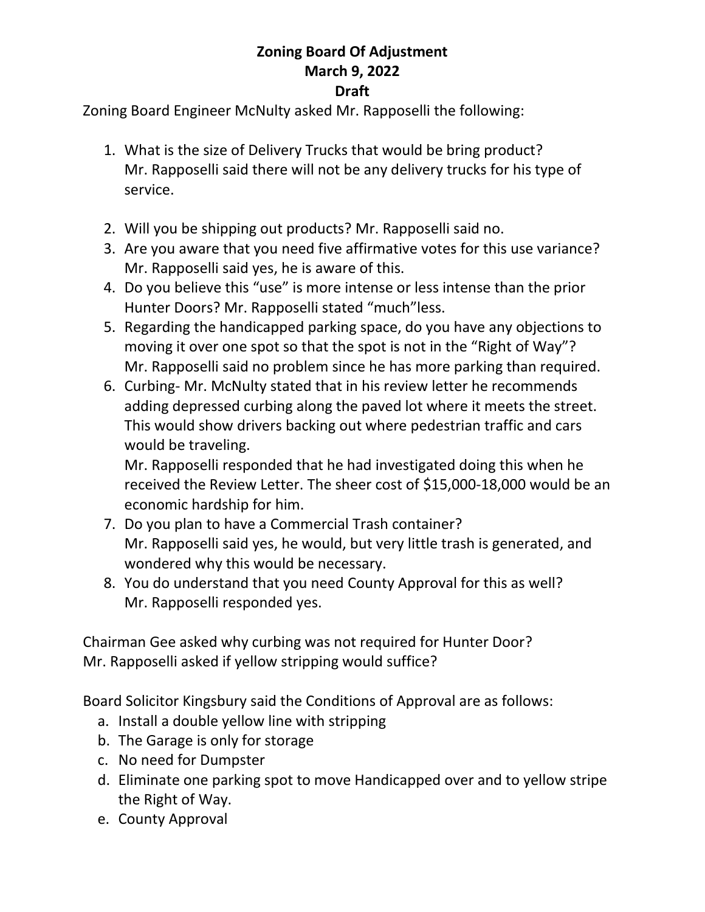# Zoning Board Of Adjustment
## March 9, 2022
## Draft

Zoning Board Engineer McNulty asked Mr. Rapposelli the following:

1. What is the size of Delivery Trucks that would be bring product?
   Mr. Rapposelli said there will not be any delivery trucks for his type of service.

2. Will you be shipping out products? Mr. Rapposelli said no.
3. Are you aware that you need five affirmative votes for this use variance? Mr. Rapposelli said yes, he is aware of this.
4. Do you believe this "use" is more intense or less intense than the prior Hunter Doors? Mr. Rapposelli stated "much"less.
5. Regarding the handicapped parking space, do you have any objections to moving it over one spot so that the spot is not in the "Right of Way"? Mr. Rapposelli said no problem since he has more parking than required.
6. Curbing- Mr. McNulty stated that in his review letter he recommends adding depressed curbing along the paved lot where it meets the street. This would show drivers backing out where pedestrian traffic and cars would be traveling.
   Mr. Rapposelli responded that he had investigated doing this when he received the Review Letter. The sheer cost of $15,000-18,000 would be an economic hardship for him.
7. Do you plan to have a Commercial Trash container?
   Mr. Rapposelli said yes, he would, but very little trash is generated, and wondered why this would be necessary.
8. You do understand that you need County Approval for this as well?
   Mr. Rapposelli responded yes.

Chairman Gee asked why curbing was not required for Hunter Door?
Mr. Rapposelli asked if yellow stripping would suffice?

Board Solicitor Kingsbury said the Conditions of Approval are as follows:

a. Install a double yellow line with stripping
b. The Garage is only for storage
c. No need for Dumpster
d. Eliminate one parking spot to move Handicapped over and to yellow stripe the Right of Way.
e. County Approval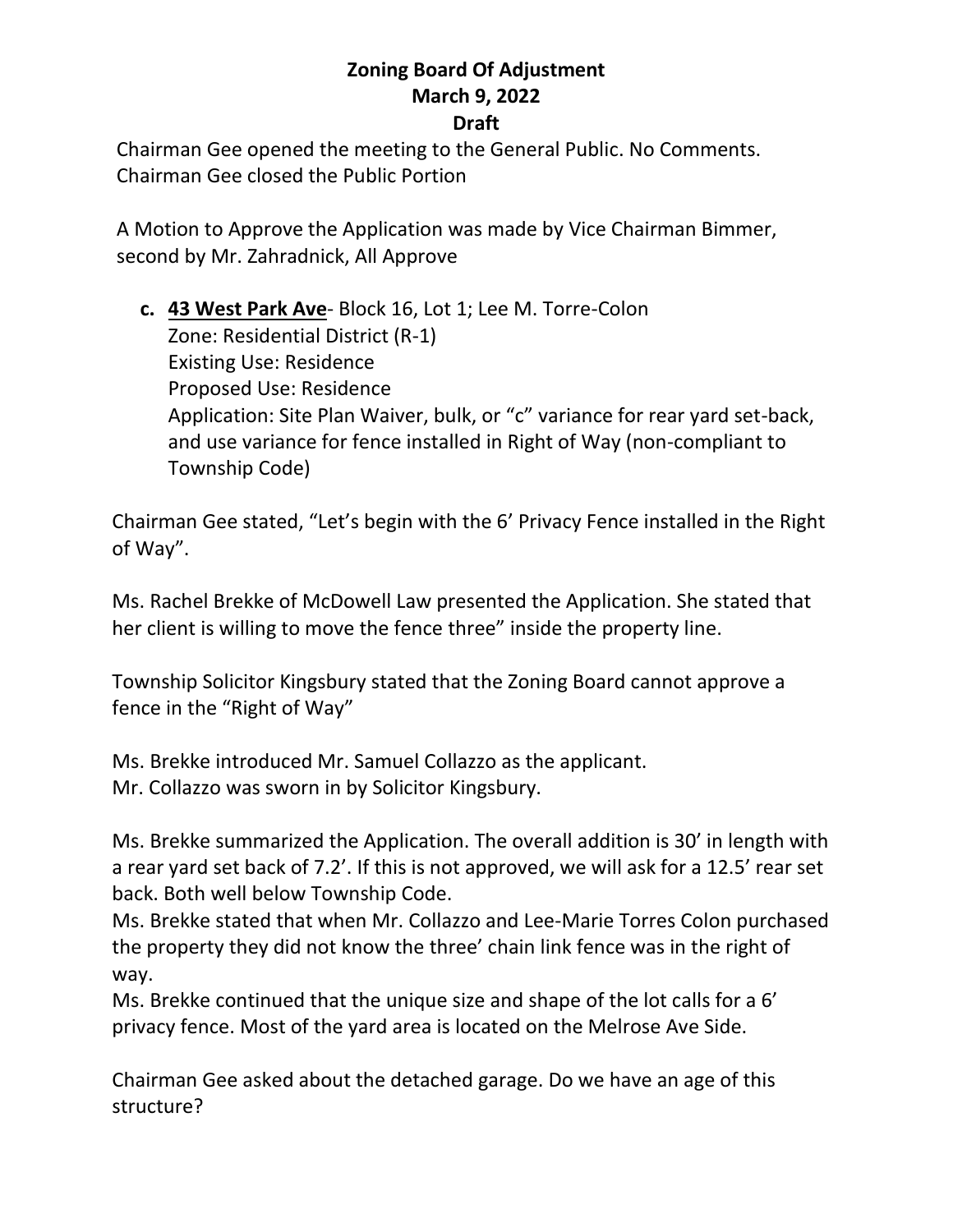**Zoning Board Of Adjustment**
**March 9, 2022**
**Draft**

Chairman Gee opened the meeting to the General Public. No Comments.
Chairman Gee closed the Public Portion

A Motion to Approve the Application was made by Vice Chairman Bimmer, second by Mr. Zahradnick, All Approve

**c.** **<u>43 West Park Ave</u>**- Block 16, Lot 1; Lee M. Torre-Colon
Zone: Residential District (R-1)
Existing Use: Residence
Proposed Use: Residence
Application: Site Plan Waiver, bulk, or "c" variance for rear yard set-back, and use variance for fence installed in Right of Way (non-compliant to Township Code)

Chairman Gee stated, "Let's begin with the 6' Privacy Fence installed in the Right of Way".

Ms. Rachel Brekke of McDowell Law presented the Application. She stated that her client is willing to move the fence three" inside the property line.

Township Solicitor Kingsbury stated that the Zoning Board cannot approve a fence in the "Right of Way"

Ms. Brekke introduced Mr. Samuel Collazzo as the applicant.
Mr. Collazzo was sworn in by Solicitor Kingsbury.

Ms. Brekke summarized the Application. The overall addition is 30' in length with a rear yard set back of 7.2'. If this is not approved, we will ask for a 12.5' rear set back. Both well below Township Code.
Ms. Brekke stated that when Mr. Collazzo and Lee-Marie Torres Colon purchased the property they did not know the three' chain link fence was in the right of way.
Ms. Brekke continued that the unique size and shape of the lot calls for a 6' privacy fence. Most of the yard area is located on the Melrose Ave Side.

Chairman Gee asked about the detached garage. Do we have an age of this structure?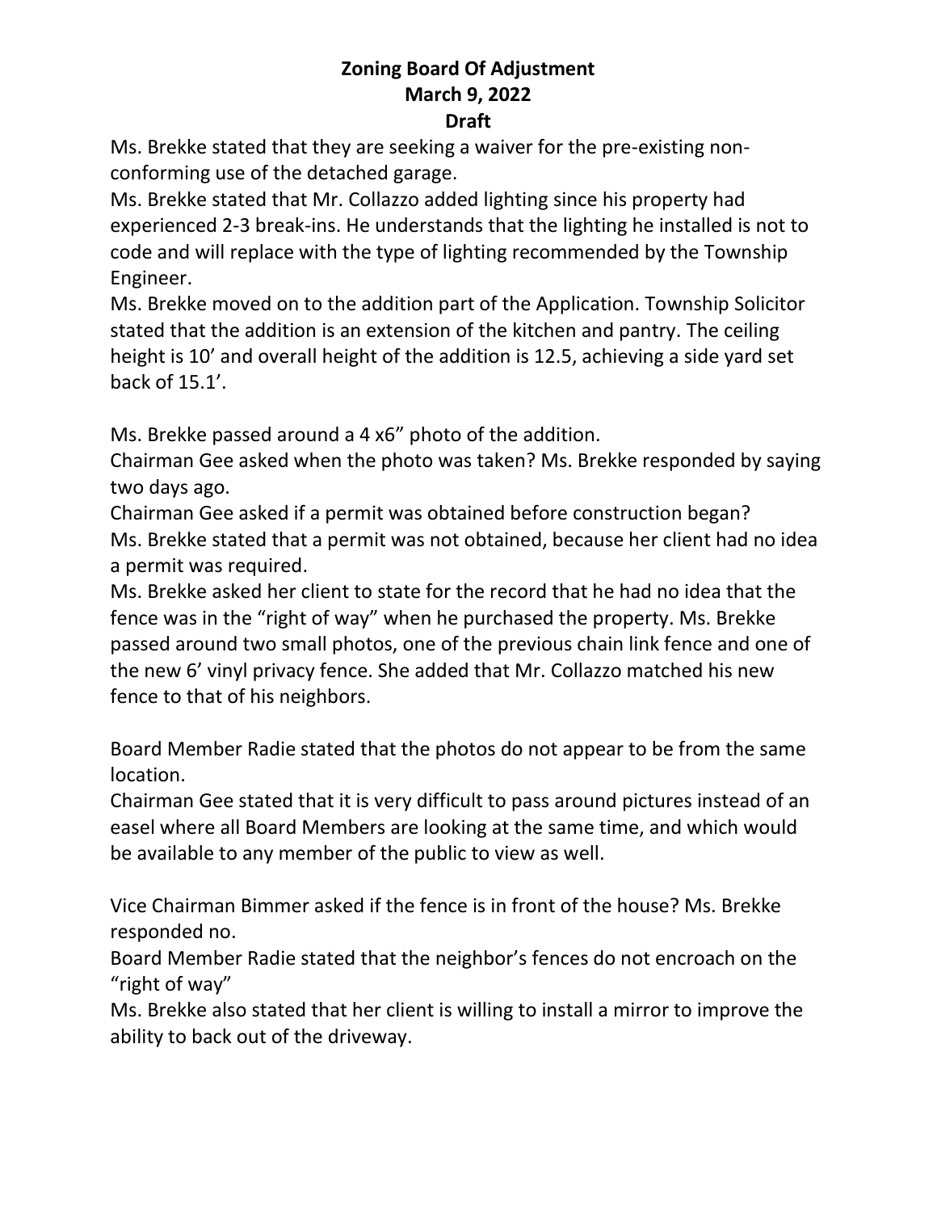**Zoning Board Of Adjustment**
**March 9, 2022**
**Draft**

Ms. Brekke stated that they are seeking a waiver for the pre-existing non-conforming use of the detached garage.
Ms. Brekke stated that Mr. Collazzo added lighting since his property had experienced 2-3 break-ins. He understands that the lighting he installed is not to code and will replace with the type of lighting recommended by the Township Engineer.
Ms. Brekke moved on to the addition part of the Application. Township Solicitor stated that the addition is an extension of the kitchen and pantry. The ceiling height is 10' and overall height of the addition is 12.5, achieving a side yard set back of 15.1'.

Ms. Brekke passed around a 4 x6" photo of the addition.
Chairman Gee asked when the photo was taken? Ms. Brekke responded by saying two days ago.
Chairman Gee asked if a permit was obtained before construction began?
Ms. Brekke stated that a permit was not obtained, because her client had no idea a permit was required.
Ms. Brekke asked her client to state for the record that he had no idea that the fence was in the "right of way" when he purchased the property. Ms. Brekke passed around two small photos, one of the previous chain link fence and one of the new 6' vinyl privacy fence. She added that Mr. Collazzo matched his new fence to that of his neighbors.

Board Member Radie stated that the photos do not appear to be from the same location.
Chairman Gee stated that it is very difficult to pass around pictures instead of an easel where all Board Members are looking at the same time, and which would be available to any member of the public to view as well.

Vice Chairman Bimmer asked if the fence is in front of the house? Ms. Brekke responded no.
Board Member Radie stated that the neighbor's fences do not encroach on the "right of way"
Ms. Brekke also stated that her client is willing to install a mirror to improve the ability to back out of the driveway.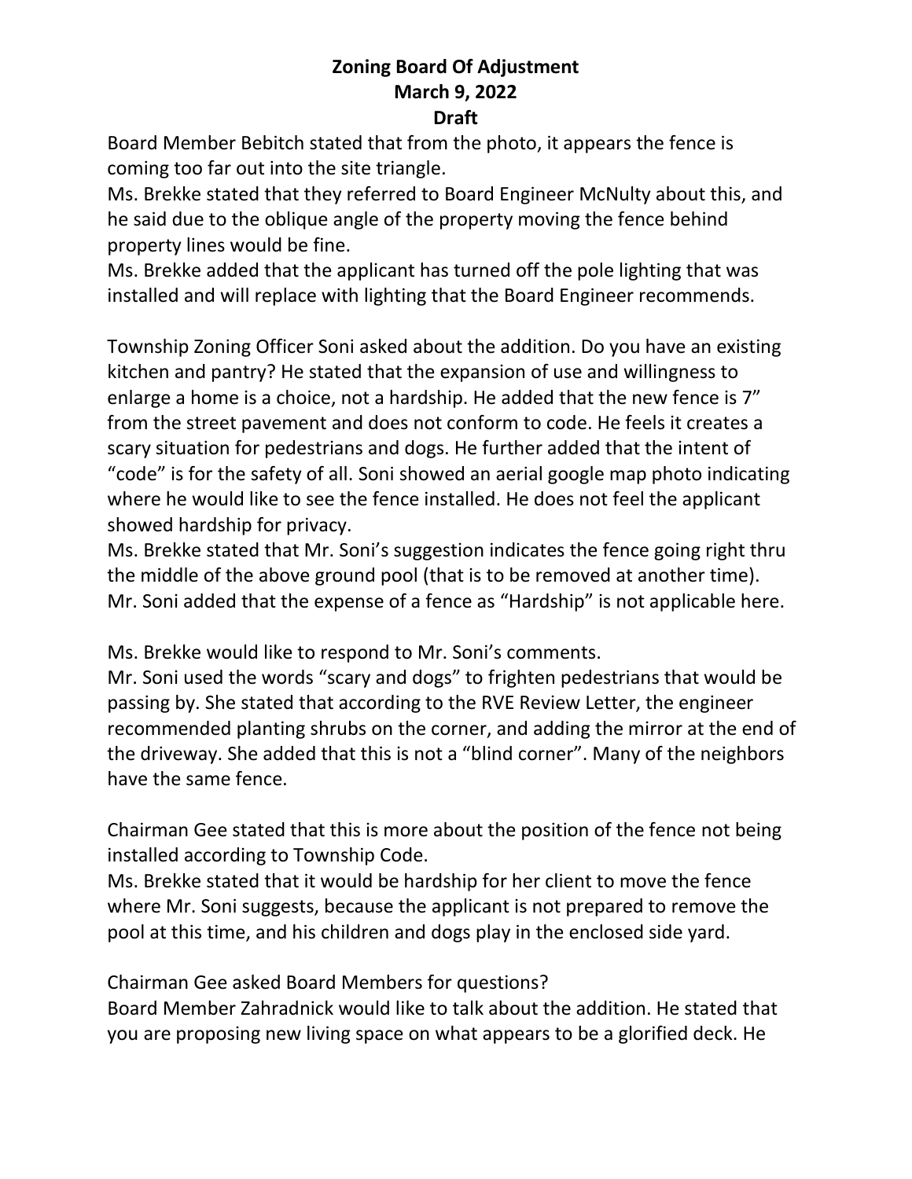**Zoning Board Of Adjustment**
**March 9, 2022**
**Draft**

Board Member Bebitch stated that from the photo, it appears the fence is coming too far out into the site triangle.
Ms. Brekke stated that they referred to Board Engineer McNulty about this, and he said due to the oblique angle of the property moving the fence behind property lines would be fine.
Ms. Brekke added that the applicant has turned off the pole lighting that was installed and will replace with lighting that the Board Engineer recommends.

Township Zoning Officer Soni asked about the addition. Do you have an existing kitchen and pantry? He stated that the expansion of use and willingness to enlarge a home is a choice, not a hardship. He added that the new fence is 7" from the street pavement and does not conform to code. He feels it creates a scary situation for pedestrians and dogs. He further added that the intent of "code" is for the safety of all. Soni showed an aerial google map photo indicating where he would like to see the fence installed. He does not feel the applicant showed hardship for privacy.
Ms. Brekke stated that Mr. Soni's suggestion indicates the fence going right thru the middle of the above ground pool (that is to be removed at another time).
Mr. Soni added that the expense of a fence as "Hardship" is not applicable here.

Ms. Brekke would like to respond to Mr. Soni's comments.
Mr. Soni used the words "scary and dogs" to frighten pedestrians that would be passing by. She stated that according to the RVE Review Letter, the engineer recommended planting shrubs on the corner, and adding the mirror at the end of the driveway. She added that this is not a "blind corner". Many of the neighbors have the same fence.

Chairman Gee stated that this is more about the position of the fence not being installed according to Township Code.
Ms. Brekke stated that it would be hardship for her client to move the fence where Mr. Soni suggests, because the applicant is not prepared to remove the pool at this time, and his children and dogs play in the enclosed side yard.

Chairman Gee asked Board Members for questions?
Board Member Zahradnick would like to talk about the addition. He stated that you are proposing new living space on what appears to be a glorified deck. He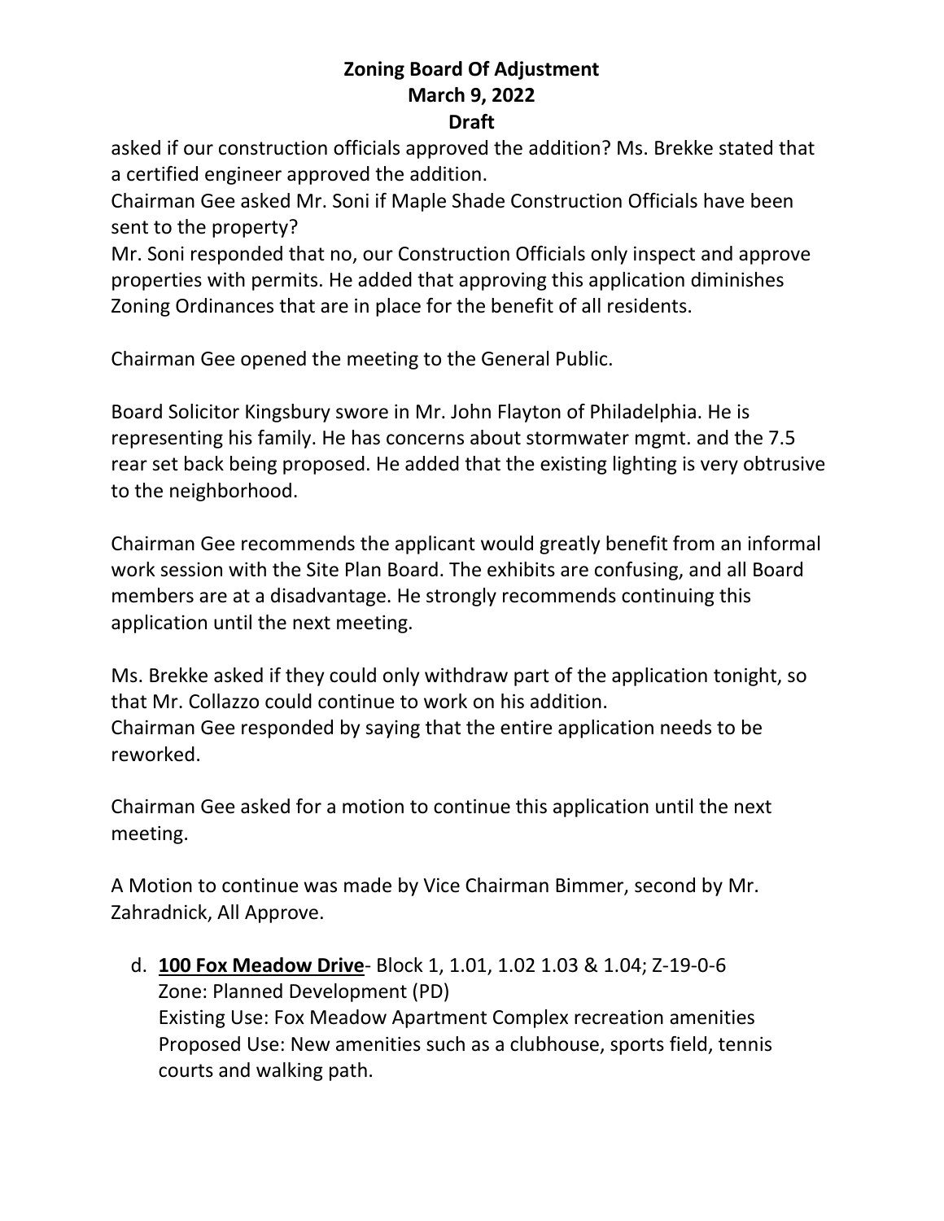asked if our construction officials approved the addition? Ms. Brekke stated that a certified engineer approved the addition.

Chairman Gee asked Mr. Soni if Maple Shade Construction Officials have been sent to the property?

Mr. Soni responded that no, our Construction Officials only inspect and approve properties with permits. He added that approving this application diminishes Zoning Ordinances that are in place for the benefit of all residents.

Chairman Gee opened the meeting to the General Public.

Board Solicitor Kingsbury swore in Mr. John Flayton of Philadelphia. He is representing his family. He has concerns about stormwater mgmt. and the 7.5 rear set back being proposed. He added that the existing lighting is very obtrusive to the neighborhood.

Chairman Gee recommends the applicant would greatly benefit from an informal work session with the Site Plan Board. The exhibits are confusing, and all Board members are at a disadvantage. He strongly recommends continuing this application until the next meeting.

Ms. Brekke asked if they could only withdraw part of the application tonight, so that Mr. Collazzo could continue to work on his addition.

Chairman Gee responded by saying that the entire application needs to be reworked.

Chairman Gee asked for a motion to continue this application until the next meeting.

A Motion to continue was made by Vice Chairman Bimmer, second by Mr. Zahradnick, All Approve.

d. **100 Fox Meadow Drive**- Block 1, 1.01, 1.02 1.03 & 1.04; Z-19-0-6
   Zone: Planned Development (PD)
   Existing Use: Fox Meadow Apartment Complex recreation amenities
   Proposed Use: New amenities such as a clubhouse, sports field, tennis courts and walking path.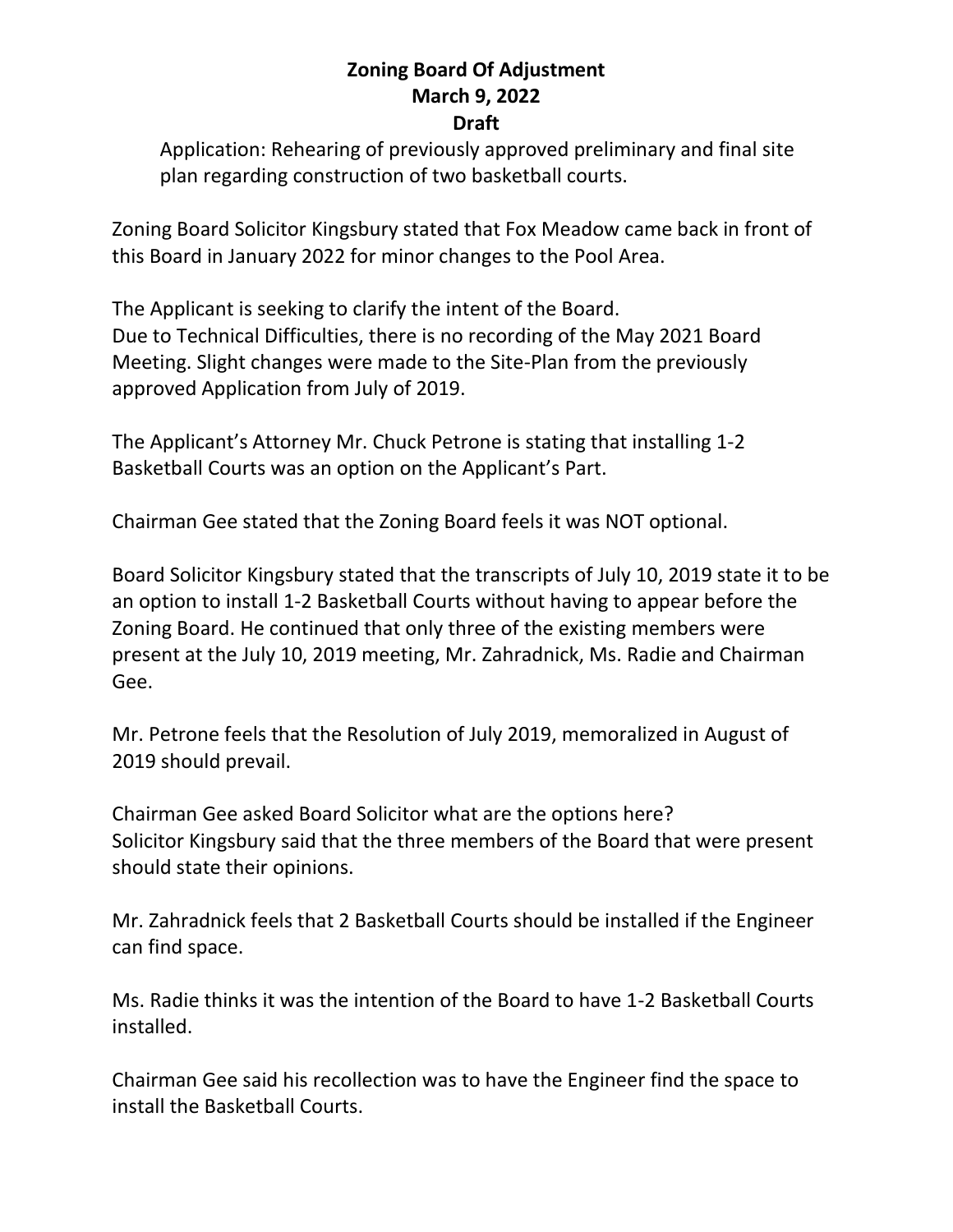**Zoning Board Of Adjustment**
**March 9, 2022**
**Draft**

Application: Rehearing of previously approved preliminary and final site plan regarding construction of two basketball courts.

Zoning Board Solicitor Kingsbury stated that Fox Meadow came back in front of this Board in January 2022 for minor changes to the Pool Area.

The Applicant is seeking to clarify the intent of the Board.
Due to Technical Difficulties, there is no recording of the May 2021 Board Meeting. Slight changes were made to the Site-Plan from the previously approved Application from July of 2019.

The Applicant's Attorney Mr. Chuck Petrone is stating that installing 1-2 Basketball Courts was an option on the Applicant's Part.

Chairman Gee stated that the Zoning Board feels it was NOT optional.

Board Solicitor Kingsbury stated that the transcripts of July 10, 2019 state it to be an option to install 1-2 Basketball Courts without having to appear before the Zoning Board. He continued that only three of the existing members were present at the July 10, 2019 meeting, Mr. Zahradnick, Ms. Radie and Chairman Gee.

Mr. Petrone feels that the Resolution of July 2019, memoralized in August of 2019 should prevail.

Chairman Gee asked Board Solicitor what are the options here?
Solicitor Kingsbury said that the three members of the Board that were present should state their opinions.

Mr. Zahradnick feels that 2 Basketball Courts should be installed if the Engineer can find space.

Ms. Radie thinks it was the intention of the Board to have 1-2 Basketball Courts installed.

Chairman Gee said his recollection was to have the Engineer find the space to install the Basketball Courts.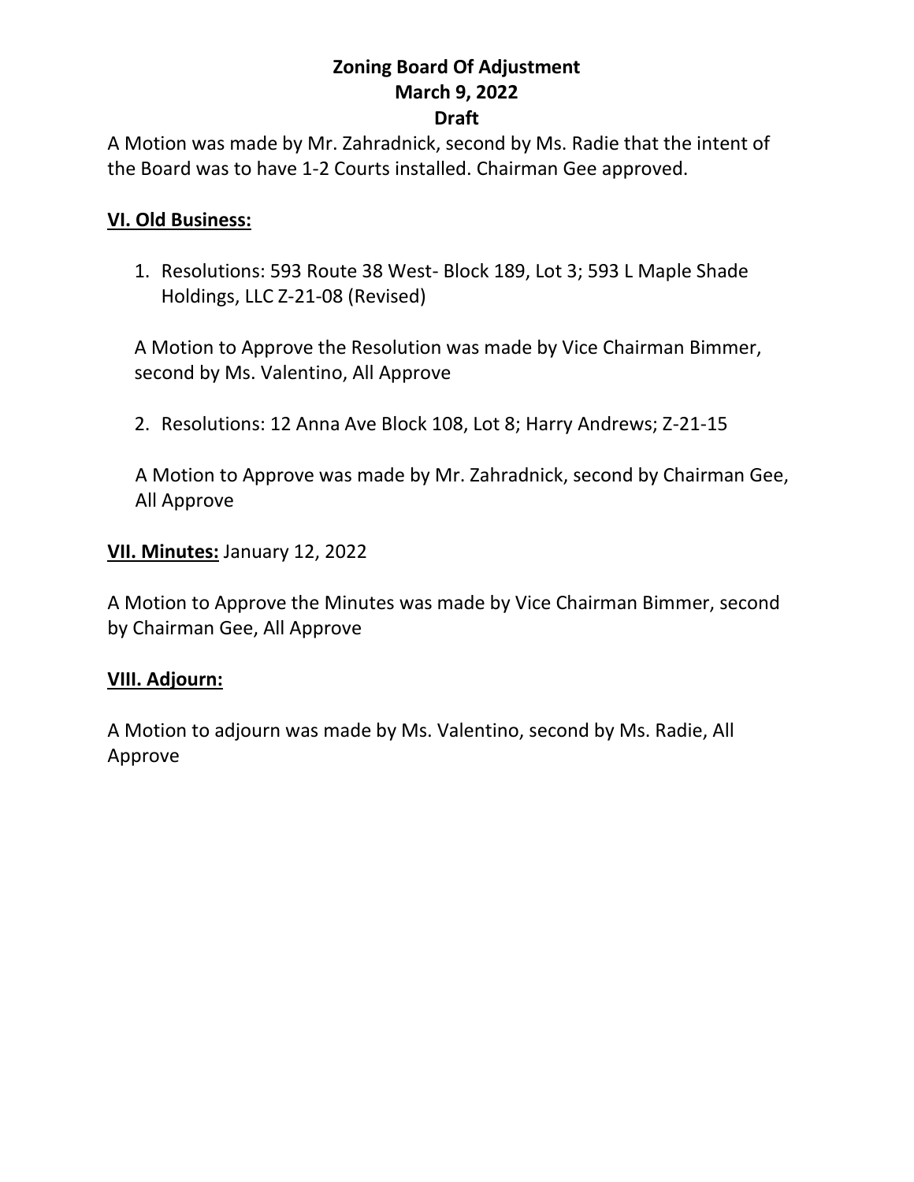**Zoning Board Of Adjustment**
**March 9, 2022**
**Draft**

A Motion was made by Mr. Zahradnick, second by Ms. Radie that the intent of the Board was to have 1-2 Courts installed. Chairman Gee approved.

**VI. Old Business:**

1. Resolutions: 593 Route 38 West- Block 189, Lot 3; 593 L Maple Shade Holdings, LLC Z-21-08 (Revised)

   A Motion to Approve the Resolution was made by Vice Chairman Bimmer, second by Ms. Valentino, All Approve

2. Resolutions: 12 Anna Ave Block 108, Lot 8; Harry Andrews; Z-21-15

   A Motion to Approve was made by Mr. Zahradnick, second by Chairman Gee, All Approve

**VII. Minutes:** January 12, 2022

A Motion to Approve the Minutes was made by Vice Chairman Bimmer, second by Chairman Gee, All Approve

**VIII. Adjourn:**

A Motion to adjourn was made by Ms. Valentino, second by Ms. Radie, All Approve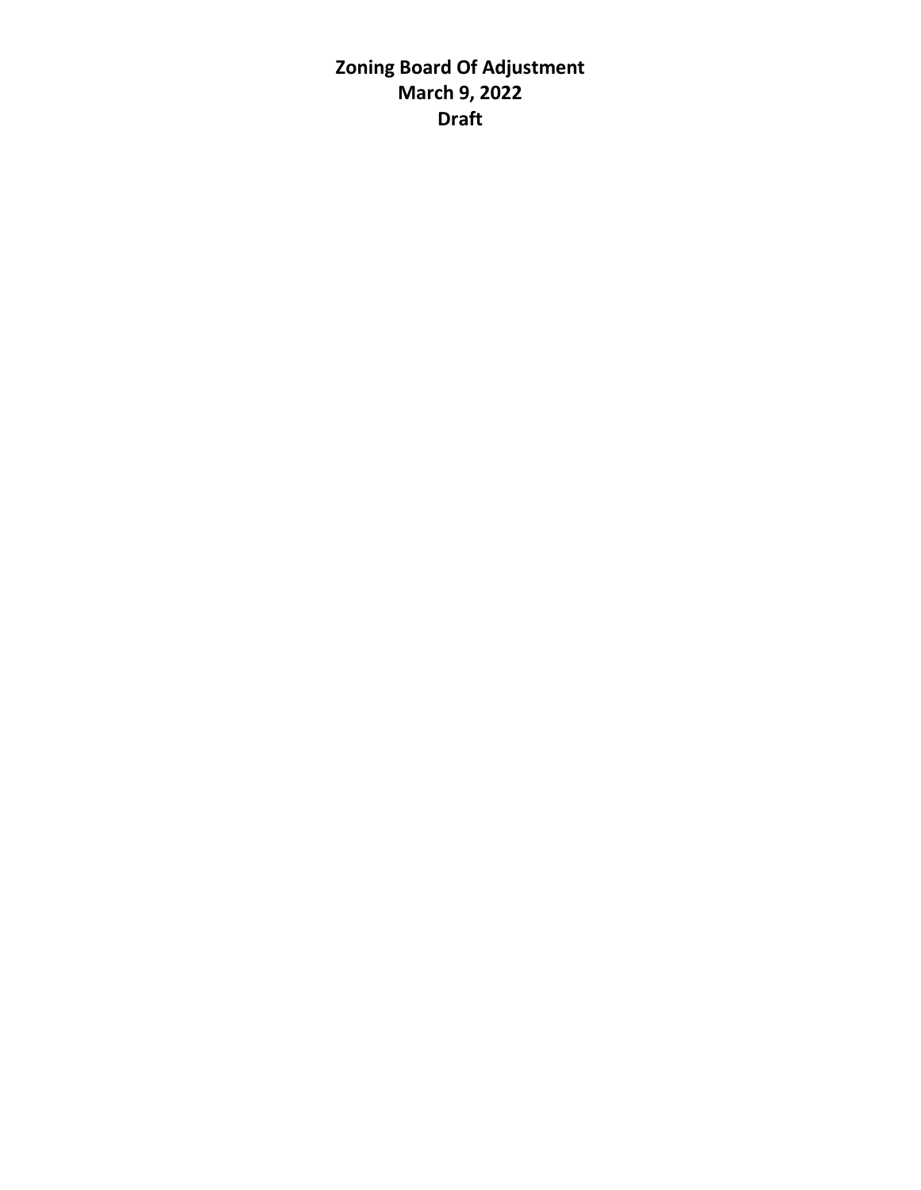**Zoning Board Of Adjustment**
**March 9, 2022**
**Draft**